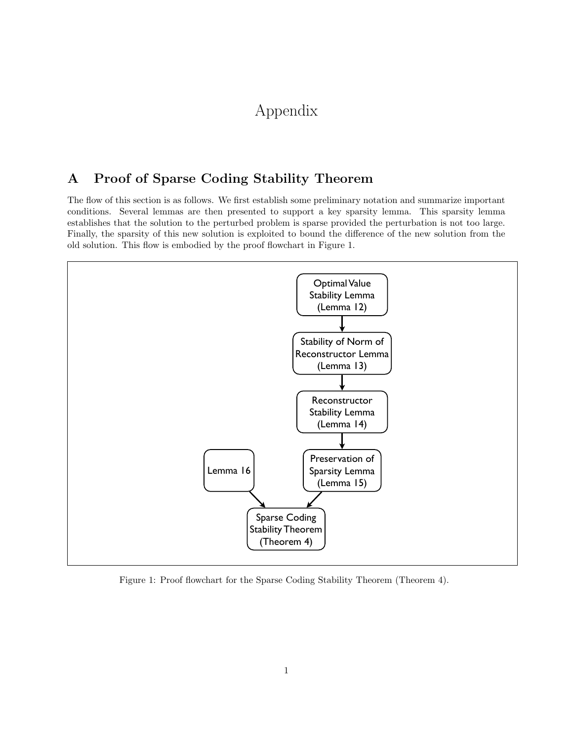# Appendix

## A Proof of Sparse Coding Stability Theorem

The flow of this section is as follows. We first establish some preliminary notation and summarize important conditions. Several lemmas are then presented to support a key sparsity lemma. This sparsity lemma establishes that the solution to the perturbed problem is sparse provided the perturbation is not too large. Finally, the sparsity of this new solution is exploited to bound the difference of the new solution from the old solution. This flow is embodied by the proof flowchart in Figure 1.

Figure 1: Proof flowchart for the Sparse Coding Stability Theorem (Theorem 4).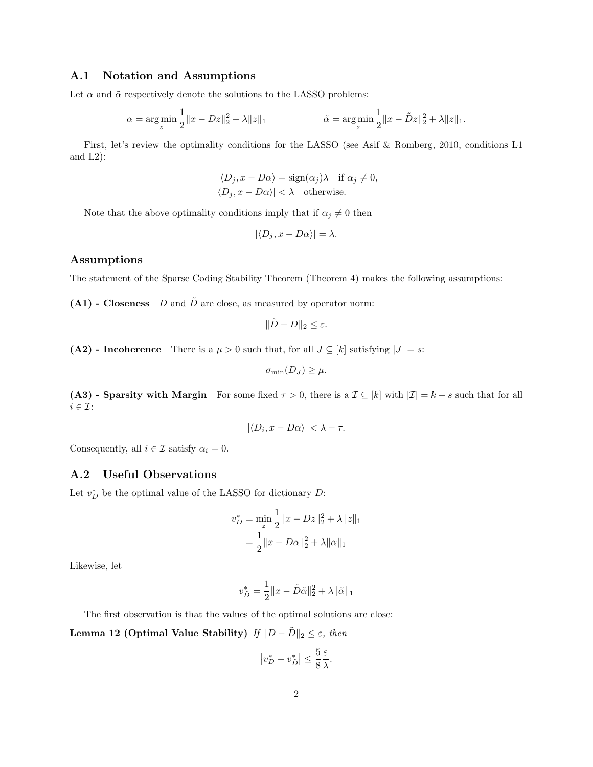## A.1 Notation and Assumptions

Let $\alpha$ and $\tilde{\alpha}$ respectively denote the solutions to the LASSO problems:

$$\alpha = \arg\min_z \frac{1}{2}\|x - Dz\|_2^2 + \lambda\|z\|_1 \qquad\qquad \tilde{\alpha} = \arg\min_z \frac{1}{2}\|x - \tilde{D}z\|_2^2 + \lambda\|z\|_1.$$

First, let's review the optimality conditions for the LASSO (see Asif & Romberg, 2010, conditions L1 and L2):

$$\langle D_j, x - D\alpha\rangle = \operatorname{sign}(\alpha_j)\lambda \quad \text{if } \alpha_j \neq 0,$$
$$|\langle D_j, x - D\alpha\rangle| < \lambda \quad \text{otherwise.}$$

Note that the above optimality conditions imply that if $\alpha_j \neq 0$ then

$$|\langle D_j, x - D\alpha\rangle| = \lambda.$$

### Assumptions

The statement of the Sparse Coding Stability Theorem (Theorem 4) makes the following assumptions:

**(A1) - Closeness** $D$ and $\tilde{D}$ are close, as measured by operator norm:

$$\|\tilde{D} - D\|_2 \leq \varepsilon.$$

**(A2) - Incoherence** There is a $\mu > 0$ such that, for all $J \subseteq [k]$ satisfying $|J| = s$:

$$\sigma_{\min}(D_J) \geq \mu.$$

**(A3) - Sparsity with Margin** For some fixed $\tau > 0$, there is a $\mathcal{I} \subseteq [k]$ with $|\mathcal{I}| = k - s$ such that for all $i \in \mathcal{I}$:

$$|\langle D_i, x - D\alpha\rangle| < \lambda - \tau.$$

Consequently, all $i \in \mathcal{I}$ satisfy $\alpha_i = 0$.

## A.2 Useful Observations

Let $v_D^*$ be the optimal value of the LASSO for dictionary $D$:

$$\begin{aligned} v_D^* &= \min_z \frac{1}{2}\|x - Dz\|_2^2 + \lambda\|z\|_1 \\ &= \frac{1}{2}\|x - D\alpha\|_2^2 + \lambda\|\alpha\|_1 \end{aligned}$$

Likewise, let

$$v_{\tilde{D}}^* = \frac{1}{2}\|x - \tilde{D}\tilde{\alpha}\|_2^2 + \lambda\|\tilde{\alpha}\|_1$$

The first observation is that the values of the optimal solutions are close:

**Lemma 12 (Optimal Value Stability)** *If $\|D - \tilde{D}\|_2 \leq \varepsilon$, then*

$$\left|v_D^* - v_{\tilde{D}}^*\right| \leq \frac{5}{8}\frac{\varepsilon}{\lambda}.$$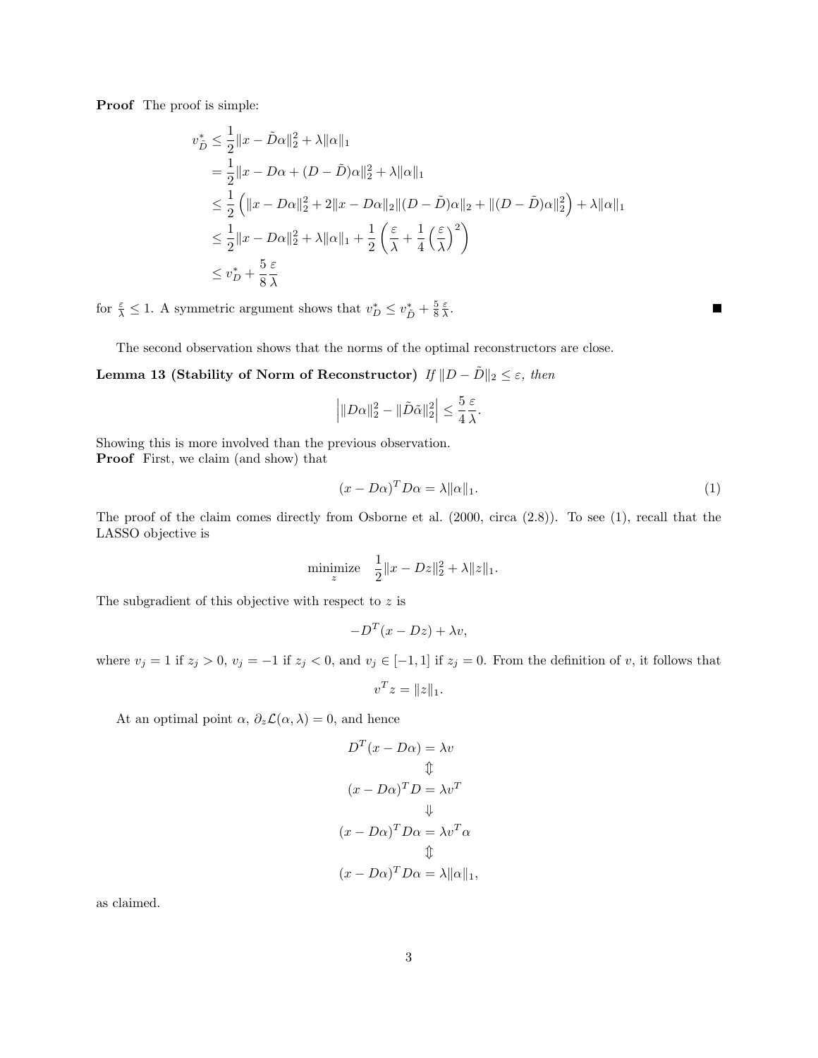**Proof** The proof is simple:

$$
\begin{aligned}
v^*_{\tilde{D}} &\leq \frac{1}{2}\|x - \tilde{D}\alpha\|_2^2 + \lambda\|\alpha\|_1 \\
&= \frac{1}{2}\|x - D\alpha + (D - \tilde{D})\alpha\|_2^2 + \lambda\|\alpha\|_1 \\
&\leq \frac{1}{2}\left(\|x - D\alpha\|_2^2 + 2\|x - D\alpha\|_2\|(D - \tilde{D})\alpha\|_2 + \|(D - \tilde{D})\alpha\|_2^2\right) + \lambda\|\alpha\|_1 \\
&\leq \frac{1}{2}\|x - D\alpha\|_2^2 + \lambda\|\alpha\|_1 + \frac{1}{2}\left(\frac{\varepsilon}{\lambda} + \frac{1}{4}\left(\frac{\varepsilon}{\lambda}\right)^2\right) \\
&\leq v^*_D + \frac{5}{8}\frac{\varepsilon}{\lambda}
\end{aligned}
$$

for $\frac{\varepsilon}{\lambda} \leq 1$. A symmetric argument shows that $v^*_D \leq v^*_{\tilde{D}} + \frac{5}{8}\frac{\varepsilon}{\lambda}$. ∎

The second observation shows that the norms of the optimal reconstructors are close.

**Lemma 13 (Stability of Norm of Reconstructor)** *If $\|D - \tilde{D}\|_2 \leq \varepsilon$, then*

$$
\left|\|D\alpha\|_2^2 - \|\tilde{D}\tilde{\alpha}\|_2^2\right| \leq \frac{5}{4}\frac{\varepsilon}{\lambda}.
$$

Showing this is more involved than the previous observation.

**Proof** First, we claim (and show) that

$$
(x - D\alpha)^T D\alpha = \lambda\|\alpha\|_1. \tag{1}
$$

The proof of the claim comes directly from Osborne et al. (2000, circa (2.8)). To see (1), recall that the LASSO objective is

$$
\underset{z}{\text{minimize}} \quad \frac{1}{2}\|x - Dz\|_2^2 + \lambda\|z\|_1.
$$

The subgradient of this objective with respect to $z$ is

$$
-D^T(x - Dz) + \lambda v,
$$

where $v_j = 1$ if $z_j > 0$, $v_j = -1$ if $z_j < 0$, and $v_j \in [-1, 1]$ if $z_j = 0$. From the definition of $v$, it follows that

$$
v^T z = \|z\|_1.
$$

At an optimal point $\alpha$, $\partial_z \mathcal{L}(\alpha, \lambda) = 0$, and hence

$$
\begin{gathered}
D^T(x - D\alpha) = \lambda v \\
\Updownarrow \\
(x - D\alpha)^T D = \lambda v^T \\
\Downarrow \\
(x - D\alpha)^T D\alpha = \lambda v^T \alpha \\
\Updownarrow \\
(x - D\alpha)^T D\alpha = \lambda\|\alpha\|_1,
\end{gathered}
$$

as claimed.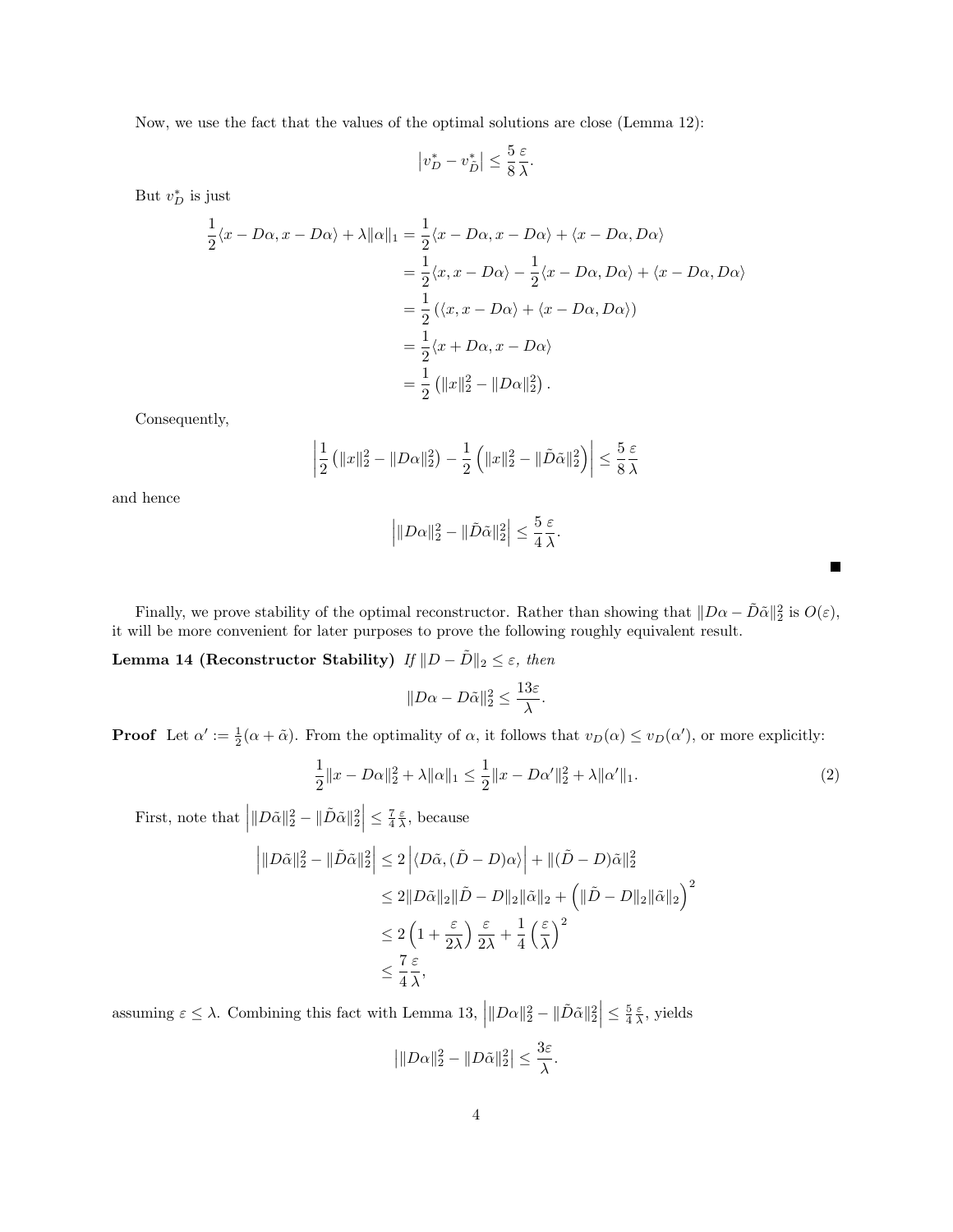Now, we use the fact that the values of the optimal solutions are close (Lemma 12):

$$\left| v_D^* - v_{\tilde{D}}^* \right| \leq \frac{5}{8} \frac{\varepsilon}{\lambda}.$$

But $v_D^*$ is just

$$\begin{aligned}
\frac{1}{2}\langle x - D\alpha, x - D\alpha \rangle + \lambda \|\alpha\|_1 &= \frac{1}{2}\langle x - D\alpha, x - D\alpha \rangle + \langle x - D\alpha, D\alpha \rangle \\
&= \frac{1}{2}\langle x, x - D\alpha \rangle - \frac{1}{2}\langle x - D\alpha, D\alpha \rangle + \langle x - D\alpha, D\alpha \rangle \\
&= \frac{1}{2}\left( \langle x, x - D\alpha \rangle + \langle x - D\alpha, D\alpha \rangle \right) \\
&= \frac{1}{2}\langle x + D\alpha, x - D\alpha \rangle \\
&= \frac{1}{2}\left( \|x\|_2^2 - \|D\alpha\|_2^2 \right).
\end{aligned}$$

Consequently,

$$\left| \frac{1}{2}\left( \|x\|_2^2 - \|D\alpha\|_2^2 \right) - \frac{1}{2}\left( \|x\|_2^2 - \|\tilde{D}\tilde{\alpha}\|_2^2 \right) \right| \leq \frac{5}{8} \frac{\varepsilon}{\lambda}$$

and hence

$$\left| \|D\alpha\|_2^2 - \|\tilde{D}\tilde{\alpha}\|_2^2 \right| \leq \frac{5}{4} \frac{\varepsilon}{\lambda}.$$

∎

Finally, we prove stability of the optimal reconstructor. Rather than showing that $\|D\alpha - \tilde{D}\tilde{\alpha}\|_2^2$ is $O(\varepsilon)$, it will be more convenient for later purposes to prove the following roughly equivalent result.

**Lemma 14 (Reconstructor Stability)** *If $\|D - \tilde{D}\|_2 \leq \varepsilon$, then*

$$\|D\alpha - D\tilde{\alpha}\|_2^2 \leq \frac{13\varepsilon}{\lambda}.$$

**Proof** Let $\alpha' := \frac{1}{2}(\alpha + \tilde{\alpha})$. From the optimality of $\alpha$, it follows that $v_D(\alpha) \leq v_D(\alpha')$, or more explicitly:

$$\frac{1}{2}\|x - D\alpha\|_2^2 + \lambda\|\alpha\|_1 \leq \frac{1}{2}\|x - D\alpha'\|_2^2 + \lambda\|\alpha'\|_1. \tag{2}$$

First, note that $\left| \|D\tilde{\alpha}\|_2^2 - \|\tilde{D}\tilde{\alpha}\|_2^2 \right| \leq \frac{7}{4}\frac{\varepsilon}{\lambda}$, because

$$\begin{aligned}
\left| \|D\tilde{\alpha}\|_2^2 - \|\tilde{D}\tilde{\alpha}\|_2^2 \right| &\leq 2\left| \langle D\tilde{\alpha}, (\tilde{D} - D)\alpha \rangle \right| + \|(\tilde{D} - D)\tilde{\alpha}\|_2^2 \\
&\leq 2\|D\tilde{\alpha}\|_2 \|\tilde{D} - D\|_2 \|\tilde{\alpha}\|_2 + \left( \|\tilde{D} - D\|_2 \|\tilde{\alpha}\|_2 \right)^2 \\
&\leq 2\left( 1 + \frac{\varepsilon}{2\lambda} \right) \frac{\varepsilon}{2\lambda} + \frac{1}{4}\left( \frac{\varepsilon}{\lambda} \right)^2 \\
&\leq \frac{7}{4}\frac{\varepsilon}{\lambda},
\end{aligned}$$

assuming $\varepsilon \leq \lambda$. Combining this fact with Lemma 13, $\left| \|D\alpha\|_2^2 - \|\tilde{D}\tilde{\alpha}\|_2^2 \right| \leq \frac{5}{4}\frac{\varepsilon}{\lambda}$, yields

$$\left| \|D\alpha\|_2^2 - \|D\tilde{\alpha}\|_2^2 \right| \leq \frac{3\varepsilon}{\lambda}.$$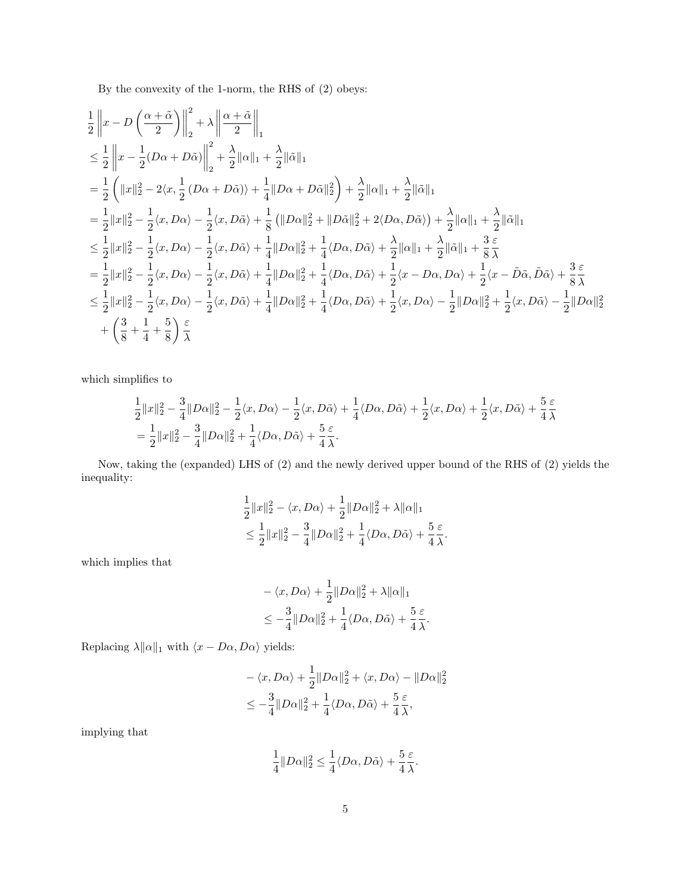By the convexity of the 1-norm, the RHS of (2) obeys:

$$
\begin{aligned}
&\frac{1}{2}\left\|x - D\left(\frac{\alpha+\tilde{\alpha}}{2}\right)\right\|_2^2 + \lambda\left\|\frac{\alpha+\tilde{\alpha}}{2}\right\|_1 \\
&\leq \frac{1}{2}\left\|x - \frac{1}{2}(D\alpha + D\tilde{\alpha})\right\|_2^2 + \frac{\lambda}{2}\|\alpha\|_1 + \frac{\lambda}{2}\|\tilde{\alpha}\|_1 \\
&= \frac{1}{2}\left(\|x\|_2^2 - 2\langle x, \frac{1}{2}(D\alpha + D\tilde{\alpha})\rangle + \frac{1}{4}\|D\alpha + D\tilde{\alpha}\|_2^2\right) + \frac{\lambda}{2}\|\alpha\|_1 + \frac{\lambda}{2}\|\tilde{\alpha}\|_1 \\
&= \frac{1}{2}\|x\|_2^2 - \frac{1}{2}\langle x, D\alpha\rangle - \frac{1}{2}\langle x, D\tilde{\alpha}\rangle + \frac{1}{8}\left(\|D\alpha\|_2^2 + \|D\tilde{\alpha}\|_2^2 + 2\langle D\alpha, D\tilde{\alpha}\rangle\right) + \frac{\lambda}{2}\|\alpha\|_1 + \frac{\lambda}{2}\|\tilde{\alpha}\|_1 \\
&\leq \frac{1}{2}\|x\|_2^2 - \frac{1}{2}\langle x, D\alpha\rangle - \frac{1}{2}\langle x, D\tilde{\alpha}\rangle + \frac{1}{4}\|D\alpha\|_2^2 + \frac{1}{4}\langle D\alpha, D\tilde{\alpha}\rangle + \frac{\lambda}{2}\|\alpha\|_1 + \frac{\lambda}{2}\|\tilde{\alpha}\|_1 + \frac{3}{8}\frac{\varepsilon}{\lambda} \\
&= \frac{1}{2}\|x\|_2^2 - \frac{1}{2}\langle x, D\alpha\rangle - \frac{1}{2}\langle x, D\tilde{\alpha}\rangle + \frac{1}{4}\|D\alpha\|_2^2 + \frac{1}{4}\langle D\alpha, D\tilde{\alpha}\rangle + \frac{1}{2}\langle x - D\alpha, D\alpha\rangle + \frac{1}{2}\langle x - \tilde{D\alpha}, \tilde{D\alpha}\rangle + \frac{3}{8}\frac{\varepsilon}{\lambda} \\
&\leq \frac{1}{2}\|x\|_2^2 - \frac{1}{2}\langle x, D\alpha\rangle - \frac{1}{2}\langle x, D\tilde{\alpha}\rangle + \frac{1}{4}\|D\alpha\|_2^2 + \frac{1}{4}\langle D\alpha, D\tilde{\alpha}\rangle + \frac{1}{2}\langle x, D\alpha\rangle - \frac{1}{2}\|D\alpha\|_2^2 + \frac{1}{2}\langle x, D\tilde{\alpha}\rangle - \frac{1}{2}\|D\alpha\|_2^2 \\
&\quad + \left(\frac{3}{8} + \frac{1}{4} + \frac{5}{8}\right)\frac{\varepsilon}{\lambda}
\end{aligned}
$$

which simplifies to

$$
\begin{aligned}
&\frac{1}{2}\|x\|_2^2 - \frac{3}{4}\|D\alpha\|_2^2 - \frac{1}{2}\langle x, D\alpha\rangle - \frac{1}{2}\langle x, D\tilde{\alpha}\rangle + \frac{1}{4}\langle D\alpha, D\tilde{\alpha}\rangle + \frac{1}{2}\langle x, D\alpha\rangle + \frac{1}{2}\langle x, D\tilde{\alpha}\rangle + \frac{5}{4}\frac{\varepsilon}{\lambda} \\
&= \frac{1}{2}\|x\|_2^2 - \frac{3}{4}\|D\alpha\|_2^2 + \frac{1}{4}\langle D\alpha, D\tilde{\alpha}\rangle + \frac{5}{4}\frac{\varepsilon}{\lambda}.
\end{aligned}
$$

Now, taking the (expanded) LHS of (2) and the newly derived upper bound of the RHS of (2) yields the inequality:

$$
\begin{aligned}
&\frac{1}{2}\|x\|_2^2 - \langle x, D\alpha\rangle + \frac{1}{2}\|D\alpha\|_2^2 + \lambda\|\alpha\|_1 \\
&\leq \frac{1}{2}\|x\|_2^2 - \frac{3}{4}\|D\alpha\|_2^2 + \frac{1}{4}\langle D\alpha, D\tilde{\alpha}\rangle + \frac{5}{4}\frac{\varepsilon}{\lambda}.
\end{aligned}
$$

which implies that

$$
\begin{aligned}
&-\langle x, D\alpha\rangle + \frac{1}{2}\|D\alpha\|_2^2 + \lambda\|\alpha\|_1 \\
&\leq -\frac{3}{4}\|D\alpha\|_2^2 + \frac{1}{4}\langle D\alpha, D\tilde{\alpha}\rangle + \frac{5}{4}\frac{\varepsilon}{\lambda}.
\end{aligned}
$$

Replacing $\lambda\|\alpha\|_1$ with $\langle x - D\alpha, D\alpha\rangle$ yields:

$$
\begin{aligned}
&-\langle x, D\alpha\rangle + \frac{1}{2}\|D\alpha\|_2^2 + \langle x, D\alpha\rangle - \|D\alpha\|_2^2 \\
&\leq -\frac{3}{4}\|D\alpha\|_2^2 + \frac{1}{4}\langle D\alpha, D\tilde{\alpha}\rangle + \frac{5}{4}\frac{\varepsilon}{\lambda},
\end{aligned}
$$

implying that

$$
\frac{1}{4}\|D\alpha\|_2^2 \leq \frac{1}{4}\langle D\alpha, D\tilde{\alpha}\rangle + \frac{5}{4}\frac{\varepsilon}{\lambda}.
$$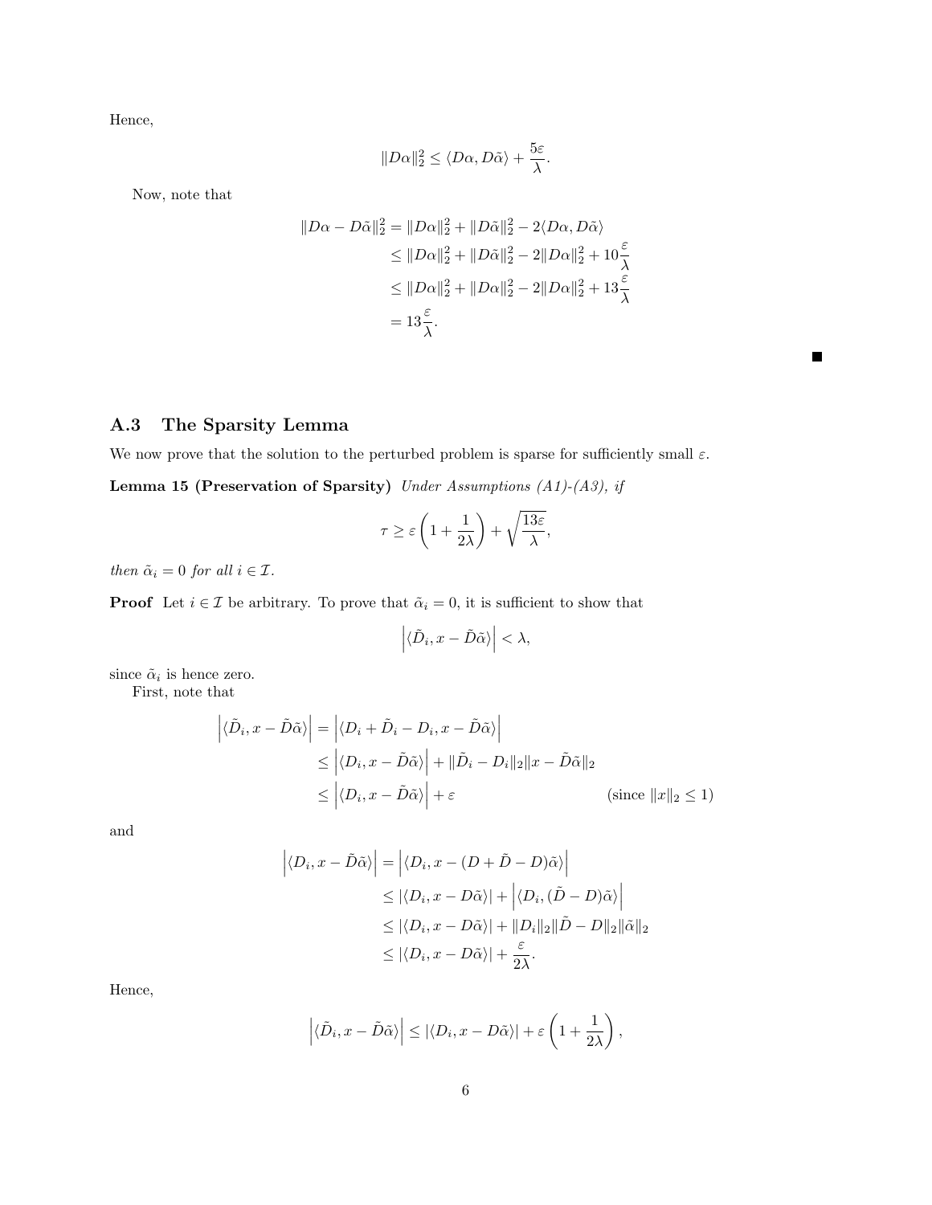Hence,

$$\|D\alpha\|_2^2 \leq \langle D\alpha, D\tilde{\alpha}\rangle + \frac{5\varepsilon}{\lambda}.$$

Now, note that

$$\begin{aligned}
\|D\alpha - D\tilde{\alpha}\|_2^2 &= \|D\alpha\|_2^2 + \|D\tilde{\alpha}\|_2^2 - 2\langle D\alpha, D\tilde{\alpha}\rangle \\
&\leq \|D\alpha\|_2^2 + \|D\tilde{\alpha}\|_2^2 - 2\|D\alpha\|_2^2 + 10\frac{\varepsilon}{\lambda} \\
&\leq \|D\alpha\|_2^2 + \|D\alpha\|_2^2 - 2\|D\alpha\|_2^2 + 13\frac{\varepsilon}{\lambda} \\
&= 13\frac{\varepsilon}{\lambda}.
\end{aligned}$$

■

### A.3 The Sparsity Lemma

We now prove that the solution to the perturbed problem is sparse for sufficiently small $\varepsilon$.

**Lemma 15 (Preservation of Sparsity)** *Under Assumptions (A1)-(A3), if*

$$\tau \geq \varepsilon\left(1 + \frac{1}{2\lambda}\right) + \sqrt{\frac{13\varepsilon}{\lambda}},$$

*then $\tilde{\alpha}_i = 0$ for all $i \in \mathcal{I}$.*

**Proof** Let $i \in \mathcal{I}$ be arbitrary. To prove that $\tilde{\alpha}_i = 0$, it is sufficient to show that

$$\left|\langle \tilde{D}_i, x - \tilde{D}\tilde{\alpha}\rangle\right| < \lambda,$$

since $\tilde{\alpha}_i$ is hence zero.

First, note that

$$\begin{aligned}
\left|\langle \tilde{D}_i, x - \tilde{D}\tilde{\alpha}\rangle\right| &= \left|\langle D_i + \tilde{D}_i - D_i, x - \tilde{D}\tilde{\alpha}\rangle\right| \\
&\leq \left|\langle D_i, x - \tilde{D}\tilde{\alpha}\rangle\right| + \|\tilde{D}_i - D_i\|_2 \|x - \tilde{D}\tilde{\alpha}\|_2 \\
&\leq \left|\langle D_i, x - \tilde{D}\tilde{\alpha}\rangle\right| + \varepsilon \qquad \text{(since } \|x\|_2 \leq 1\text{)}
\end{aligned}$$

and

$$\begin{aligned}
\left|\langle D_i, x - \tilde{D}\tilde{\alpha}\rangle\right| &= \left|\langle D_i, x - (D + \tilde{D} - D)\tilde{\alpha}\rangle\right| \\
&\leq |\langle D_i, x - D\tilde{\alpha}\rangle| + \left|\langle D_i, (\tilde{D} - D)\tilde{\alpha}\rangle\right| \\
&\leq |\langle D_i, x - D\tilde{\alpha}\rangle| + \|D_i\|_2 \|\tilde{D} - D\|_2 \|\tilde{\alpha}\|_2 \\
&\leq |\langle D_i, x - D\tilde{\alpha}\rangle| + \frac{\varepsilon}{2\lambda}.
\end{aligned}$$

Hence,

$$\left|\langle \tilde{D}_i, x - \tilde{D}\tilde{\alpha}\rangle\right| \leq |\langle D_i, x - D\tilde{\alpha}\rangle| + \varepsilon\left(1 + \frac{1}{2\lambda}\right),$$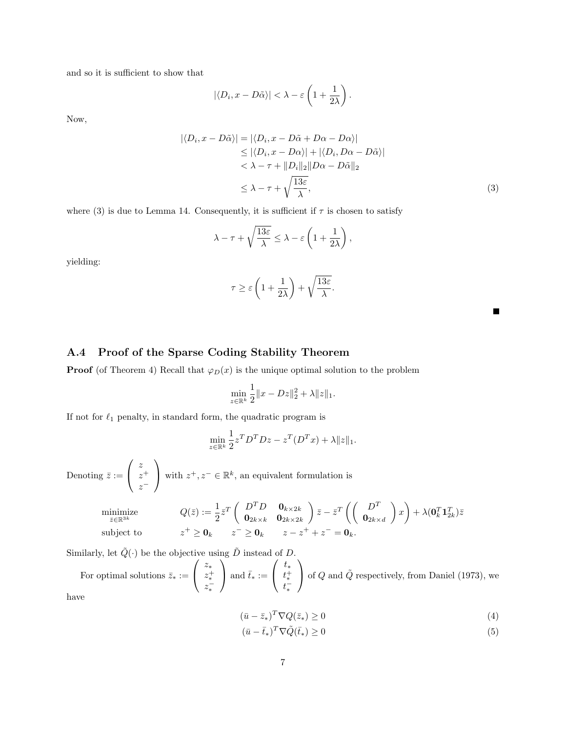and so it is sufficient to show that

$$|\langle D_i, x - D\tilde{\alpha}\rangle| < \lambda - \varepsilon\left(1 + \frac{1}{2\lambda}\right).$$

Now,

$$\begin{aligned}
|\langle D_i, x - D\tilde{\alpha}\rangle| &= |\langle D_i, x - D\tilde{\alpha} + D\alpha - D\alpha\rangle| \\
&\leq |\langle D_i, x - D\alpha\rangle| + |\langle D_i, D\alpha - D\tilde{\alpha}\rangle| \\
&< \lambda - \tau + \|D_i\|_2 \|D\alpha - D\tilde{\alpha}\|_2 \\
&\leq \lambda - \tau + \sqrt{\frac{13\varepsilon}{\lambda}}, \qquad (3)
\end{aligned}$$

where (3) is due to Lemma 14. Consequently, it is sufficient if $\tau$ is chosen to satisfy

$$\lambda - \tau + \sqrt{\frac{13\varepsilon}{\lambda}} \leq \lambda - \varepsilon\left(1 + \frac{1}{2\lambda}\right),$$

yielding:

$$\tau \geq \varepsilon\left(1 + \frac{1}{2\lambda}\right) + \sqrt{\frac{13\varepsilon}{\lambda}}.$$

■

### A.4 Proof of the Sparse Coding Stability Theorem

**Proof** (of Theorem 4) Recall that $\varphi_D(x)$ is the unique optimal solution to the problem

$$\min_{z \in \mathbb{R}^k} \frac{1}{2}\|x - Dz\|_2^2 + \lambda\|z\|_1.$$

If not for $\ell_1$ penalty, in standard form, the quadratic program is

$$\min_{z \in \mathbb{R}^k} \frac{1}{2} z^T D^T D z - z^T (D^T x) + \lambda\|z\|_1.$$

Denoting $\bar{z} := \begin{pmatrix} z \\ z^+ \\ z^- \end{pmatrix}$ with $z^+, z^- \in \mathbb{R}^k$, an equivalent formulation is

$$\begin{aligned}
\underset{\bar{z} \in \mathbb{R}^{3k}}{\text{minimize}} \qquad & Q(\bar{z}) := \frac{1}{2}\bar{z}^T \begin{pmatrix} D^T D & \mathbf{0}_{k \times 2k} \\ \mathbf{0}_{2k \times k} & \mathbf{0}_{2k \times 2k} \end{pmatrix} \bar{z} - \bar{z}^T \left( \begin{pmatrix} D^T \\ \mathbf{0}_{2k \times d} \end{pmatrix} x \right) + \lambda(\mathbf{0}_k^T \mathbf{1}_{2k}^T)\bar{z} \\
\text{subject to} \qquad & z^+ \geq \mathbf{0}_k \qquad z^- \geq \mathbf{0}_k \qquad z - z^+ + z^- = \mathbf{0}_k.
\end{aligned}$$

Similarly, let $\tilde{Q}(\cdot)$ be the objective using $\tilde{D}$ instead of $D$.

For optimal solutions $\bar{z}_* := \begin{pmatrix} z_* \\ z_*^+ \\ z_*^- \end{pmatrix}$ and $\bar{t}_* := \begin{pmatrix} t_* \\ t_*^+ \\ t_*^- \end{pmatrix}$ of $Q$ and $\tilde{Q}$ respectively, from Daniel (1973), we have

$$(\bar{u} - \bar{z}_*)^T \nabla Q(\bar{z}_*) \geq 0 \qquad (4)$$

$$(\bar{u} - \bar{t}_*)^T \nabla \tilde{Q}(\bar{t}_*) \geq 0 \qquad (5)$$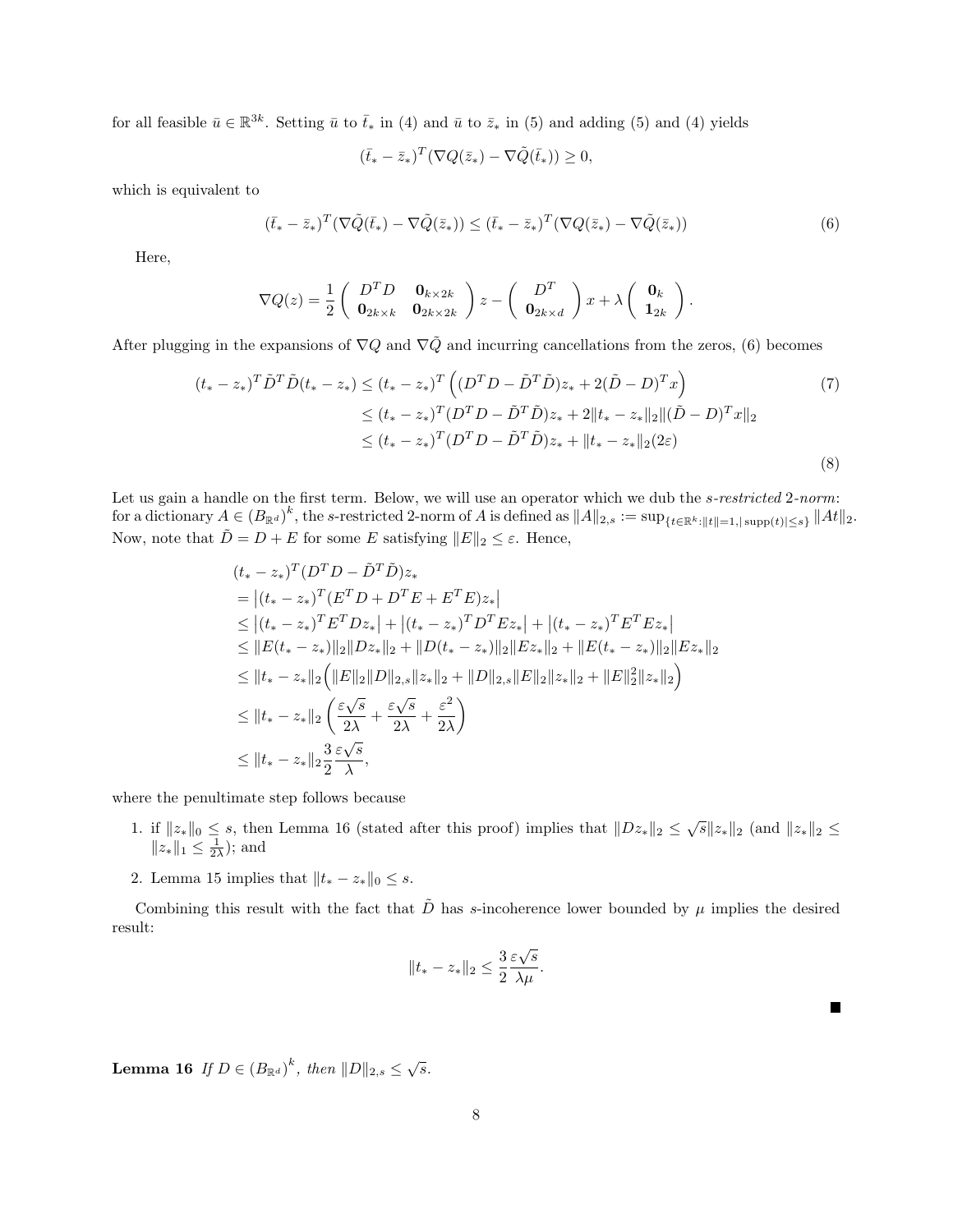for all feasible $\bar{u} \in \mathbb{R}^{3k}$. Setting $\bar{u}$ to $\bar{t}_*$ in (4) and $\bar{u}$ to $\bar{z}_*$ in (5) and adding (5) and (4) yields

$$(\bar{t}_* - \bar{z}_*)^T(\nabla Q(\bar{z}_*) - \nabla \tilde{Q}(\bar{t}_*)) \geq 0,$$

which is equivalent to

$$(\bar{t}_* - \bar{z}_*)^T(\nabla \tilde{Q}(\bar{t}_*) - \nabla \tilde{Q}(\bar{z}_*)) \leq (\bar{t}_* - \bar{z}_*)^T(\nabla Q(\bar{z}_*) - \nabla \tilde{Q}(\bar{z}_*)) \tag{6}$$

Here,

$$\nabla Q(z) = \frac{1}{2}\begin{pmatrix} D^T D & \mathbf{0}_{k \times 2k} \\ \mathbf{0}_{2k \times k} & \mathbf{0}_{2k \times 2k} \end{pmatrix} z - \begin{pmatrix} D^T \\ \mathbf{0}_{2k \times d} \end{pmatrix} x + \lambda \begin{pmatrix} \mathbf{0}_k \\ \mathbf{1}_{2k} \end{pmatrix}.$$

After plugging in the expansions of $\nabla Q$ and $\nabla \tilde{Q}$ and incurring cancellations from the zeros, (6) becomes

$$\begin{aligned}
(t_* - z_*)^T \tilde{D}^T \tilde{D}(t_* - z_*) &\leq (t_* - z_*)^T \left( (D^T D - \tilde{D}^T \tilde{D}) z_* + 2(\tilde{D} - D)^T x \right) && (7) \\
&\leq (t_* - z_*)^T (D^T D - \tilde{D}^T \tilde{D}) z_* + 2\|t_* - z_*\|_2 \|(\tilde{D} - D)^T x\|_2 \\
&\leq (t_* - z_*)^T (D^T D - \tilde{D}^T \tilde{D}) z_* + \|t_* - z_*\|_2 (2\varepsilon) && (8)
\end{aligned}$$

Let us gain a handle on the first term. Below, we will use an operator which we dub the *s-restricted* 2*-norm*: for a dictionary $A \in (B_{\mathbb{R}^d})^k$, the $s$-restricted 2-norm of $A$ is defined as $\|A\|_{2,s} := \sup_{\{t \in \mathbb{R}^k : \|t\|=1, |\operatorname{supp}(t)| \leq s\}} \|At\|_2$. Now, note that $\tilde{D} = D + E$ for some $E$ satisfying $\|E\|_2 \leq \varepsilon$. Hence,

$$\begin{aligned}
&(t_* - z_*)^T (D^T D - \tilde{D}^T \tilde{D}) z_* \\
&= \left| (t_* - z_*)^T (E^T D + D^T E + E^T E) z_* \right| \\
&\leq \left| (t_* - z_*)^T E^T D z_* \right| + \left| (t_* - z_*)^T D^T E z_* \right| + \left| (t_* - z_*)^T E^T E z_* \right| \\
&\leq \|E(t_* - z_*)\|_2 \|D z_*\|_2 + \|D(t_* - z_*)\|_2 \|E z_*\|_2 + \|E(t_* - z_*)\|_2 \|E z_*\|_2 \\
&\leq \|t_* - z_*\|_2 \Big( \|E\|_2 \|D\|_{2,s} \|z_*\|_2 + \|D\|_{2,s} \|E\|_2 \|z_*\|_2 + \|E\|_2^2 \|z_*\|_2 \Big) \\
&\leq \|t_* - z_*\|_2 \left( \frac{\varepsilon \sqrt{s}}{2\lambda} + \frac{\varepsilon \sqrt{s}}{2\lambda} + \frac{\varepsilon^2}{2\lambda} \right) \\
&\leq \|t_* - z_*\|_2 \frac{3}{2} \frac{\varepsilon \sqrt{s}}{\lambda},
\end{aligned}$$

where the penultimate step follows because

1. if $\|z_*\|_0 \leq s$, then Lemma 16 (stated after this proof) implies that $\|D z_*\|_2 \leq \sqrt{s} \|z_*\|_2$ (and $\|z_*\|_2 \leq \|z_*\|_1 \leq \frac{1}{2\lambda}$); and
2. Lemma 15 implies that $\|t_* - z_*\|_0 \leq s$.

Combining this result with the fact that $\tilde{D}$ has $s$-incoherence lower bounded by $\mu$ implies the desired result:

$$\|t_* - z_*\|_2 \leq \frac{3}{2} \frac{\varepsilon \sqrt{s}}{\lambda \mu}.$$

■

**Lemma 16** *If $D \in (B_{\mathbb{R}^d})^k$, then $\|D\|_{2,s} \leq \sqrt{s}$.*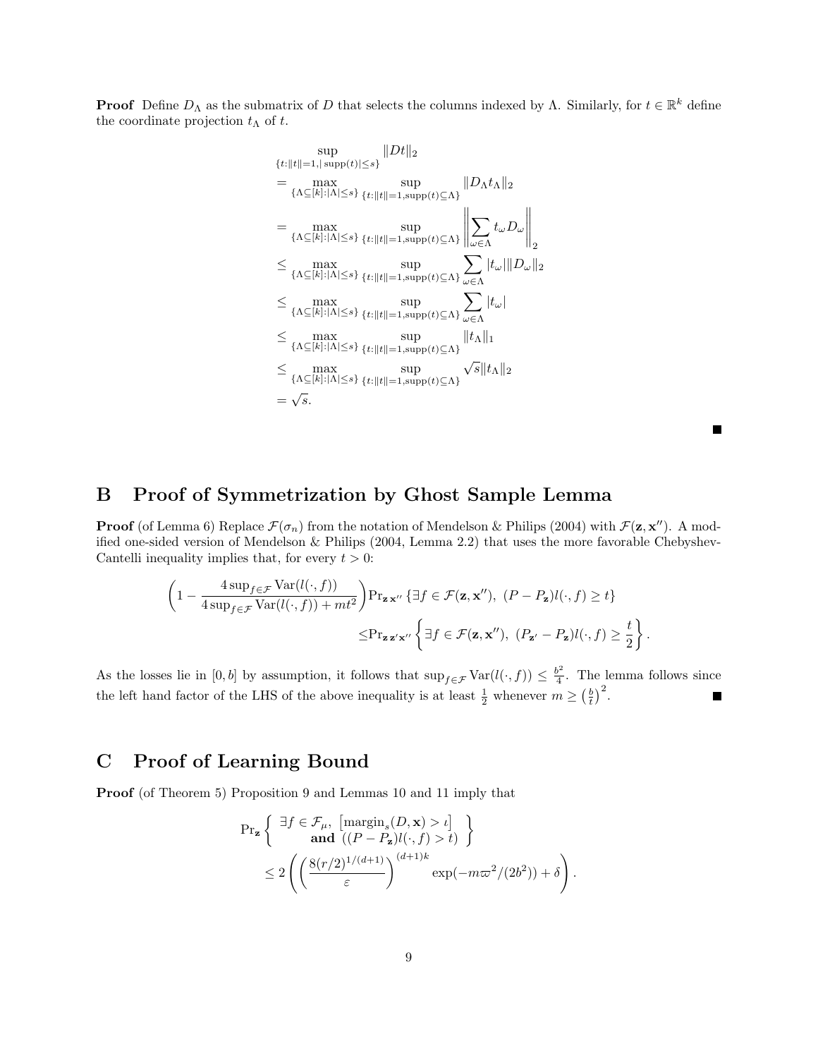**Proof** Define $D_\Lambda$ as the submatrix of $D$ that selects the columns indexed by $\Lambda$. Similarly, for $t \in \mathbb{R}^k$ define the coordinate projection $t_\Lambda$ of $t$.

$$
\begin{aligned}
&\sup_{\{t:\|t\|=1,|\operatorname{supp}(t)|\le s\}} \|Dt\|_2 \\
&= \max_{\{\Lambda\subseteq[k]:|\Lambda|\le s\}} \sup_{\{t:\|t\|=1,\operatorname{supp}(t)\subseteq\Lambda\}} \|D_\Lambda t_\Lambda\|_2 \\
&= \max_{\{\Lambda\subseteq[k]:|\Lambda|\le s\}} \sup_{\{t:\|t\|=1,\operatorname{supp}(t)\subseteq\Lambda\}} \left\|\sum_{\omega\in\Lambda} t_\omega D_\omega\right\|_2 \\
&\le \max_{\{\Lambda\subseteq[k]:|\Lambda|\le s\}} \sup_{\{t:\|t\|=1,\operatorname{supp}(t)\subseteq\Lambda\}} \sum_{\omega\in\Lambda} |t_\omega|\|D_\omega\|_2 \\
&\le \max_{\{\Lambda\subseteq[k]:|\Lambda|\le s\}} \sup_{\{t:\|t\|=1,\operatorname{supp}(t)\subseteq\Lambda\}} \sum_{\omega\in\Lambda} |t_\omega| \\
&\le \max_{\{\Lambda\subseteq[k]:|\Lambda|\le s\}} \sup_{\{t:\|t\|=1,\operatorname{supp}(t)\subseteq\Lambda\}} \|t_\Lambda\|_1 \\
&\le \max_{\{\Lambda\subseteq[k]:|\Lambda|\le s\}} \sup_{\{t:\|t\|=1,\operatorname{supp}(t)\subseteq\Lambda\}} \sqrt{s}\|t_\Lambda\|_2 \\
&= \sqrt{s}.
\end{aligned}
$$

■

# B Proof of Symmetrization by Ghost Sample Lemma

**Proof** (of Lemma 6) Replace $\mathcal{F}(\sigma_n)$ from the notation of Mendelson & Philips (2004) with $\mathcal{F}(\mathbf{z}, \mathbf{x}'')$. A modified one-sided version of Mendelson & Philips (2004, Lemma 2.2) that uses the more favorable Chebyshev-Cantelli inequality implies that, for every $t > 0$:

$$
\left(1 - \frac{4\sup_{f\in\mathcal{F}} \operatorname{Var}(l(\cdot, f))}{4\sup_{f\in\mathcal{F}} \operatorname{Var}(l(\cdot, f)) + mt^2}\right)\Pr_{\mathbf{z}\,\mathbf{x}''}\left\{\exists f \in \mathcal{F}(\mathbf{z}, \mathbf{x}''),\ (P - P_{\mathbf{z}})l(\cdot, f) \ge t\right\}
\le \Pr_{\mathbf{z}\,\mathbf{z}'\mathbf{x}''}\left\{\exists f \in \mathcal{F}(\mathbf{z}, \mathbf{x}''),\ (P_{\mathbf{z}'} - P_{\mathbf{z}})l(\cdot, f) \ge \frac{t}{2}\right\}.
$$

As the losses lie in $[0, b]$ by assumption, it follows that $\sup_{f\in\mathcal{F}} \operatorname{Var}(l(\cdot, f)) \le \frac{b^2}{4}$. The lemma follows since the left hand factor of the LHS of the above inequality is at least $\frac{1}{2}$ whenever $m \ge \left(\frac{b}{t}\right)^2$. ■

# C Proof of Learning Bound

**Proof** (of Theorem 5) Proposition 9 and Lemmas 10 and 11 imply that

$$
\Pr_{\mathbf{z}}\left\{\begin{array}{c}\exists f \in \mathcal{F}_\mu,\ \left[\operatorname{margin}_s(D, \mathbf{x}) > \iota\right] \\ \textbf{and}\ ((P - P_{\mathbf{z}})l(\cdot, f) > t)\end{array}\right\}
\le 2\left(\left(\frac{8(r/2)^{1/(d+1)}}{\varepsilon}\right)^{(d+1)k}\exp(-m\varpi^2/(2b^2)) + \delta\right).
$$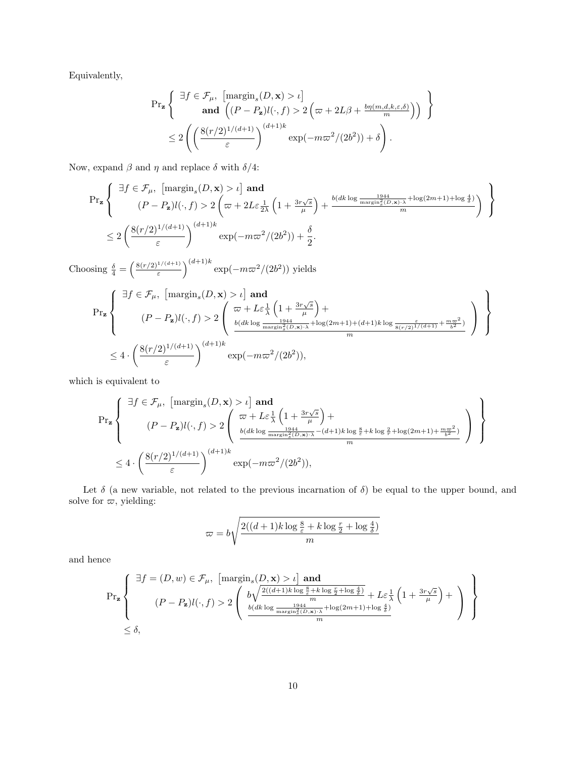Equivalently,

$$\Pr_{\mathbf{z}} \left\{ \begin{array}{c} \exists f \in \mathcal{F}_\mu,\ \left[\operatorname{margin}_s(D, \mathbf{x}) > \iota\right] \\ \textbf{and } \left((P - P_{\mathbf{z}})l(\cdot, f) > 2\left(\varpi + 2L\beta + \frac{b\eta(m,d,k,\varepsilon,\delta)}{m}\right)\right) \end{array} \right\}$$
$$\leq 2\left(\left(\frac{8(r/2)^{1/(d+1)}}{\varepsilon}\right)^{(d+1)k} \exp(-m\varpi^2/(2b^2)) + \delta\right).$$

Now, expand $\beta$ and $\eta$ and replace $\delta$ with $\delta/4$:

$$\Pr_{\mathbf{z}} \left\{ \begin{array}{l} \exists f \in \mathcal{F}_\mu,\ \left[\operatorname{margin}_s(D, \mathbf{x}) > \iota\right] \textbf{ and} \\ \qquad (P - P_{\mathbf{z}})l(\cdot, f) > 2\left(\varpi + 2L\varepsilon\frac{1}{2\lambda}\left(1 + \frac{3r\sqrt{s}}{\mu}\right) + \frac{b(dk\log\frac{1944}{\operatorname{margin}_s^2(D,\mathbf{x})\cdot\lambda} + \log(2m+1) + \log\frac{4}{\delta})}{m}\right) \end{array} \right\}$$
$$\leq 2\left(\frac{8(r/2)^{1/(d+1)}}{\varepsilon}\right)^{(d+1)k} \exp(-m\varpi^2/(2b^2)) + \frac{\delta}{2}.$$

Choosing $\frac{\delta}{4} = \left(\frac{8(r/2)^{1/(d+1)}}{\varepsilon}\right)^{(d+1)k} \exp(-m\varpi^2/(2b^2))$ yields

$$\Pr_{\mathbf{z}} \left\{ \begin{array}{l} \exists f \in \mathcal{F}_\mu,\ \left[\operatorname{margin}_s(D, \mathbf{x}) > \iota\right] \textbf{ and} \\ \qquad (P - P_{\mathbf{z}})l(\cdot, f) > 2\left( \begin{array}{c} \varpi + L\varepsilon\frac{1}{\lambda}\left(1 + \frac{3r\sqrt{s}}{\mu}\right) + \\ \frac{b(dk\log\frac{1944}{\operatorname{margin}_s^2(D,\mathbf{x})\cdot\lambda} + \log(2m+1) + (d+1)k\log\frac{\varepsilon}{8(r/2)^{1/(d+1)}} + \frac{m\varpi^2}{b^2})}{m} \end{array} \right) \end{array} \right\}$$
$$\leq 4 \cdot \left(\frac{8(r/2)^{1/(d+1)}}{\varepsilon}\right)^{(d+1)k} \exp(-m\varpi^2/(2b^2)),$$

which is equivalent to

$$\Pr_{\mathbf{z}} \left\{ \begin{array}{l} \exists f \in \mathcal{F}_\mu,\ \left[\operatorname{margin}_s(D, \mathbf{x}) > \iota\right] \textbf{ and} \\ \qquad (P - P_{\mathbf{z}})l(\cdot, f) > 2\left( \begin{array}{c} \varpi + L\varepsilon\frac{1}{\lambda}\left(1 + \frac{3r\sqrt{s}}{\mu}\right) + \\ \frac{b(dk\log\frac{1944}{\operatorname{margin}_s^2(D,\mathbf{x})\cdot\lambda} - (d+1)k\log\frac{8}{\varepsilon} + k\log\frac{2}{r} + \log(2m+1) + \frac{m\varpi^2}{b^2})}{m} \end{array} \right) \end{array} \right\}$$
$$\leq 4 \cdot \left(\frac{8(r/2)^{1/(d+1)}}{\varepsilon}\right)^{(d+1)k} \exp(-m\varpi^2/(2b^2)),$$

Let $\delta$ (a new variable, not related to the previous incarnation of $\delta$) be equal to the upper bound, and solve for $\varpi$, yielding:

$$\varpi = b\sqrt{\frac{2((d+1)k\log\frac{8}{\varepsilon} + k\log\frac{r}{2} + \log\frac{4}{\delta})}{m}}$$

and hence

$$\Pr_{\mathbf{z}} \left\{ \begin{array}{l} \exists f = (D, w) \in \mathcal{F}_\mu,\ \left[\operatorname{margin}_s(D, \mathbf{x}) > \iota\right] \textbf{ and} \\ \qquad (P - P_{\mathbf{z}})l(\cdot, f) > 2\left( \begin{array}{c} b\sqrt{\frac{2((d+1)k\log\frac{8}{\varepsilon} + k\log\frac{r}{2} + \log\frac{4}{\delta})}{m}} + L\varepsilon\frac{1}{\lambda}\left(1 + \frac{3r\sqrt{s}}{\mu}\right) + \\ \frac{b(dk\log\frac{1944}{\operatorname{margin}_s^2(D,\mathbf{x})\cdot\lambda} + \log(2m+1) + \log\frac{4}{\delta})}{m} \end{array} \right) \end{array} \right\}$$
$$\leq \delta,$$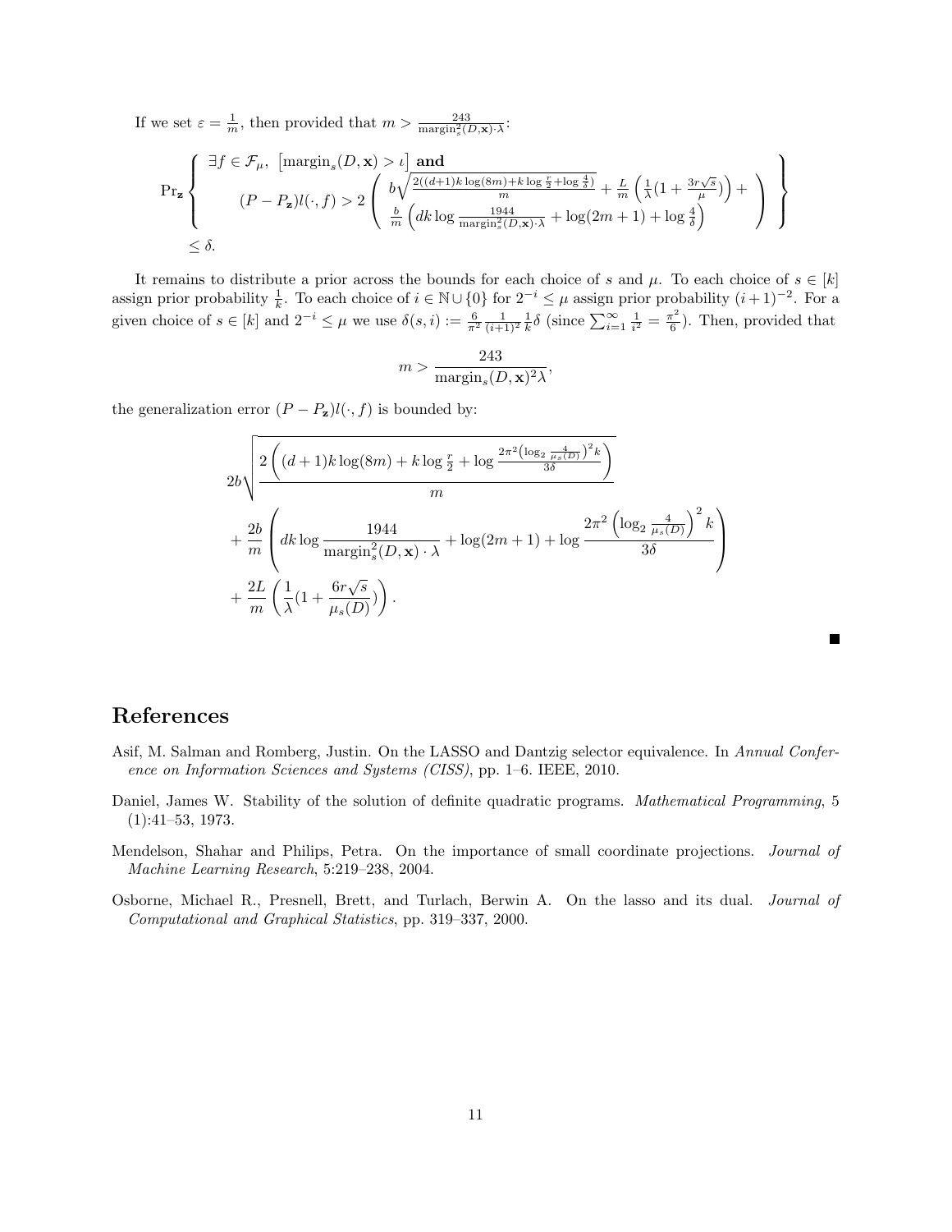If we set $\varepsilon = \frac{1}{m}$, then provided that $m > \frac{243}{\text{margin}_s^2(D,\mathbf{x})\cdot\lambda}$:

$$
\Pr_{\mathbf{z}} \left\{ \begin{array}{l} \exists f \in \mathcal{F}_\mu, \; \left[\text{margin}_s(D,\mathbf{x}) > \iota\right] \textbf{ and} \\ \quad (P - P_{\mathbf{z}})l(\cdot, f) > 2 \left( \begin{array}{l} b\sqrt{\frac{2((d+1)k\log(8m) + k\log\frac{r}{2} + \log\frac{4}{\delta})}{m}} + \frac{L}{m}\left(\frac{1}{\lambda}(1 + \frac{3r\sqrt{s}}{\mu})\right) + \\ \frac{b}{m}\left(dk\log\frac{1944}{\text{margin}_s^2(D,\mathbf{x})\cdot\lambda} + \log(2m+1) + \log\frac{4}{\delta}\right) \end{array} \right) \\ \leq \delta. \end{array} \right\}
$$

It remains to distribute a prior across the bounds for each choice of $s$ and $\mu$. To each choice of $s \in [k]$ assign prior probability $\frac{1}{k}$. To each choice of $i \in \mathbb{N} \cup \{0\}$ for $2^{-i} \leq \mu$ assign prior probability $(i+1)^{-2}$. For a given choice of $s \in [k]$ and $2^{-i} \leq \mu$ we use $\delta(s,i) := \frac{6}{\pi^2}\frac{1}{(i+1)^2}\frac{1}{k}\delta$ (since $\sum_{i=1}^{\infty}\frac{1}{i^2} = \frac{\pi^2}{6}$). Then, provided that

$$
m > \frac{243}{\text{margin}_s(D,\mathbf{x})^2\lambda},
$$

the generalization error $(P - P_{\mathbf{z}})l(\cdot, f)$ is bounded by:

$$
\begin{aligned}
&2b\sqrt{\frac{2\left((d+1)k\log(8m) + k\log\frac{r}{2} + \log\frac{2\pi^2\left(\log_2\frac{4}{\mu_s(D)}\right)^2 k}{3\delta}\right)}{m}} \\
&+ \frac{2b}{m}\left(dk\log\frac{1944}{\text{margin}_s^2(D,\mathbf{x})\cdot\lambda} + \log(2m+1) + \log\frac{2\pi^2\left(\log_2\frac{4}{\mu_s(D)}\right)^2 k}{3\delta}\right) \\
&+ \frac{2L}{m}\left(\frac{1}{\lambda}(1 + \frac{6r\sqrt{s}}{\mu_s(D)})\right).
\end{aligned}
$$

■

## References

Asif, M. Salman and Romberg, Justin. On the LASSO and Dantzig selector equivalence. In *Annual Conference on Information Sciences and Systems (CISS)*, pp. 1–6. IEEE, 2010.

Daniel, James W. Stability of the solution of definite quadratic programs. *Mathematical Programming*, 5 (1):41–53, 1973.

Mendelson, Shahar and Philips, Petra. On the importance of small coordinate projections. *Journal of Machine Learning Research*, 5:219–238, 2004.

Osborne, Michael R., Presnell, Brett, and Turlach, Berwin A. On the lasso and its dual. *Journal of Computational and Graphical Statistics*, pp. 319–337, 2000.